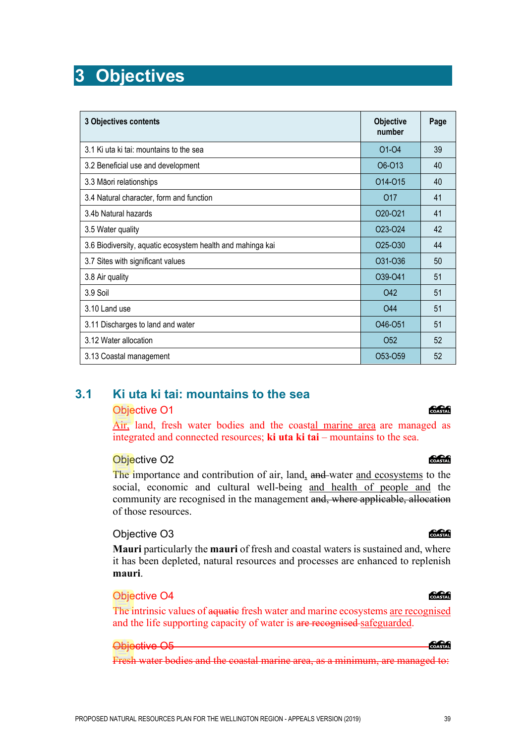# 3 Objectives

| 3 Objectives contents | Objective number | Page |
|---|---|---|
| 3.1 Ki uta ki tai: mountains to the sea | O1-O4 | 39 |
| 3.2 Beneficial use and development | O6-O13 | 40 |
| 3.3 Māori relationships | O14-O15 | 40 |
| 3.4 Natural character, form and function | O17 | 41 |
| 3.4b Natural hazards | O20-O21 | 41 |
| 3.5 Water quality | O23-O24 | 42 |
| 3.6 Biodiversity, aquatic ecosystem health and mahinga kai | O25-O30 | 44 |
| 3.7 Sites with significant values | O31-O36 | 50 |
| 3.8 Air quality | O39-O41 | 51 |
| 3.9 Soil | O42 | 51 |
| 3.10 Land use | O44 | 51 |
| 3.11 Discharges to land and water | O46-O51 | 51 |
| 3.12 Water allocation | O52 | 52 |
| 3.13 Coastal management | O53-O59 | 52 |

## 3.1 Ki uta ki tai: mountains to the sea

### Objective O1

Air, land, fresh water bodies and the coastal marine area are managed as integrated and connected resources; **ki uta ki tai** – mountains to the sea.

### Objective O2

The importance and contribution of air, land, ~~and~~ water and ecosystems to the social, economic and cultural well-being and health of people and the community are recognised in the management ~~and, where applicable, allocation~~ of those resources.

### Objective O3

**Mauri** particularly the **mauri** of fresh and coastal waters is sustained and, where it has been depleted, natural resources and processes are enhanced to replenish **mauri**.

### Objective O4

The intrinsic values of ~~aquatic~~ fresh water and marine ecosystems are recognised and the life supporting capacity of water is ~~are recognised~~ safeguarded.

### ~~Objective O5~~

~~Fresh water bodies and the coastal marine area, as a minimum, are managed to:~~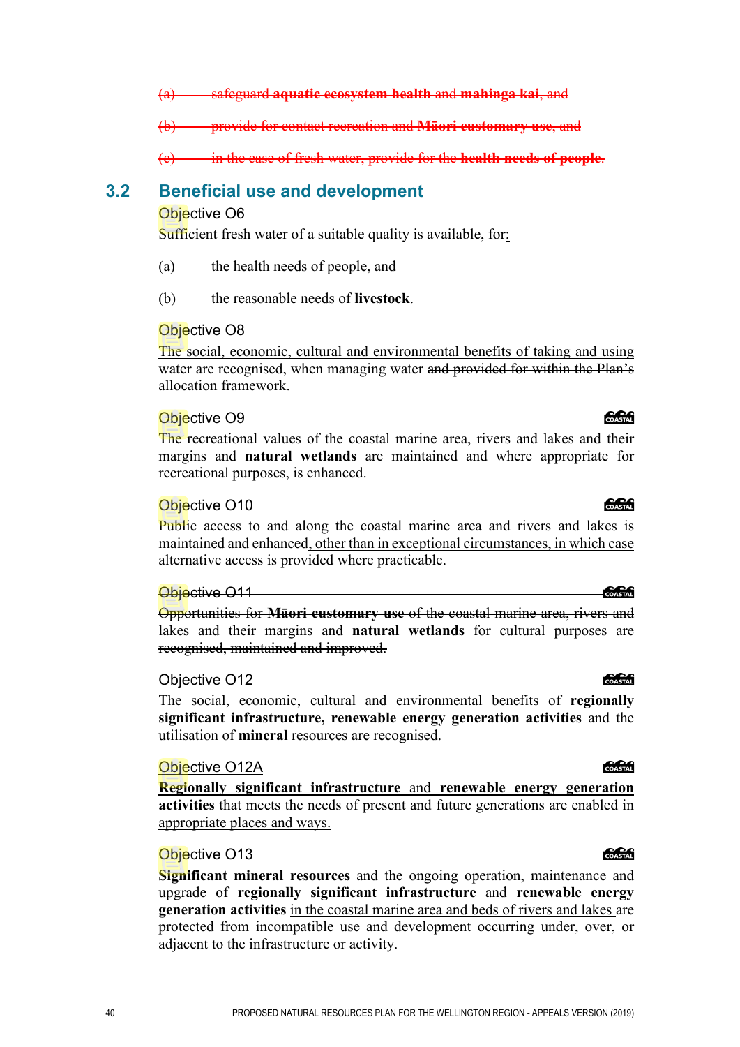~~(a) safeguard **aquatic ecosystem health** and **mahinga kai**, and~~

~~(b) provide for contact recreation and **Māori customary use**, and~~

~~(c) in the case of fresh water, provide for the **health needs of people**.~~

## 3.2 Beneficial use and development

### Objective O6

Sufficient fresh water of a suitable quality is available, for:

(a) the health needs of people, and

(b) the reasonable needs of **livestock**.

### Objective O8

The social, economic, cultural and environmental benefits of taking and using water are recognised, when managing water ~~and provided for within the Plan's allocation framework~~.

### Objective O9

COASTAL

The recreational values of the coastal marine area, rivers and lakes and their margins and **natural wetlands** are maintained and where appropriate for recreational purposes, is enhanced.

### Objective O10

COASTAL

Public access to and along the coastal marine area and rivers and lakes is maintained and enhanced, other than in exceptional circumstances, in which case alternative access is provided where practicable.

### ~~Objective O11~~

COASTAL

~~Opportunities for **Māori customary use** of the coastal marine area, rivers and lakes and their margins and **natural wetlands** for cultural purposes are recognised, maintained and improved.~~

### Objective O12

COASTAL

The social, economic, cultural and environmental benefits of **regionally significant infrastructure, renewable energy generation activities** and the utilisation of **mineral** resources are recognised.

### Objective O12A

COASTAL

**Regionally significant infrastructure** and **renewable energy generation activities** that meets the needs of present and future generations are enabled in appropriate places and ways.

### Objective O13

COASTAL

**Significant mineral resources** and the ongoing operation, maintenance and upgrade of **regionally significant infrastructure** and **renewable energy generation activities** in the coastal marine area and beds of rivers and lakes are protected from incompatible use and development occurring under, over, or adjacent to the infrastructure or activity.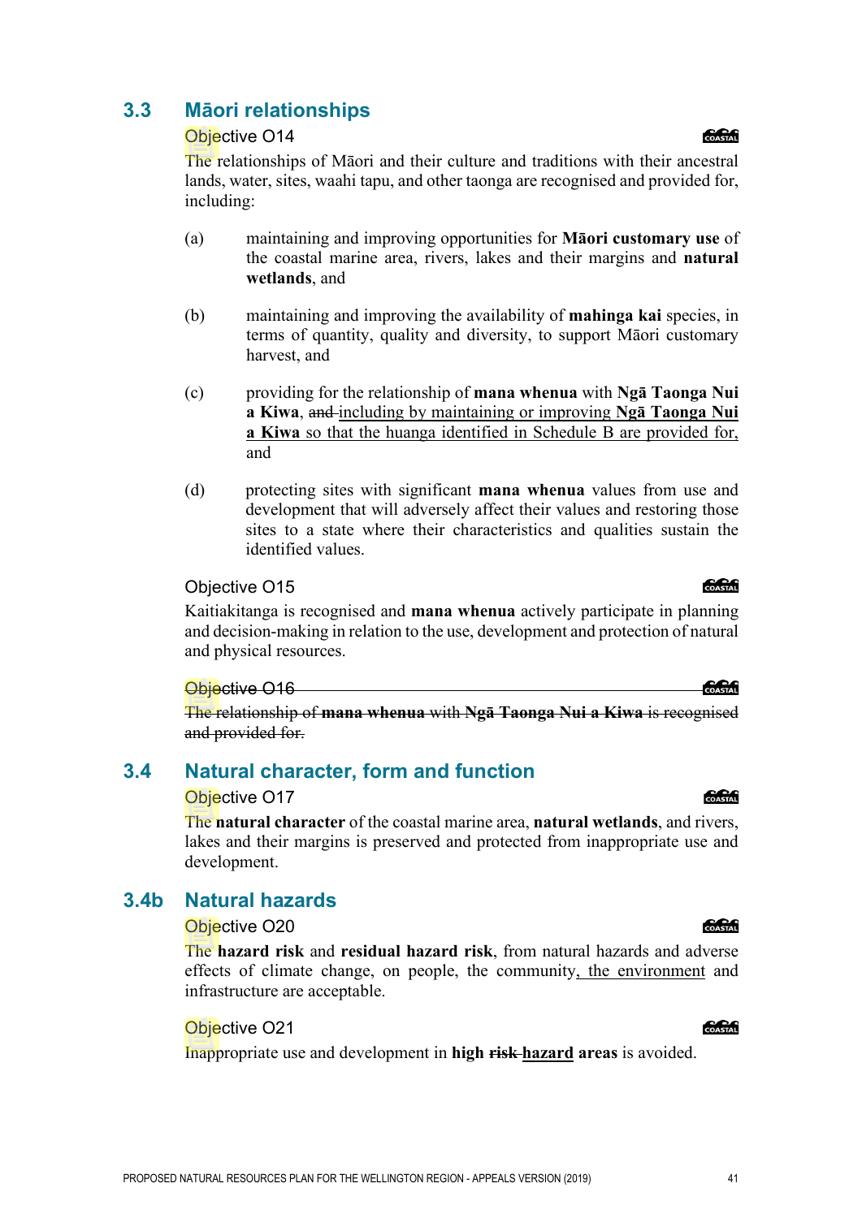## 3.3 Māori relationships

### Objective O14

The relationships of Māori and their culture and traditions with their ancestral lands, water, sites, waahi tapu, and other taonga are recognised and provided for, including:

(a) maintaining and improving opportunities for **Māori customary use** of the coastal marine area, rivers, lakes and their margins and **natural wetlands**, and

(b) maintaining and improving the availability of **mahinga kai** species, in terms of quantity, quality and diversity, to support Māori customary harvest, and

(c) providing for the relationship of **mana whenua** with **Ngā Taonga Nui a Kiwa**, ~~and~~ <u>including by maintaining or improving **Ngā Taonga Nui a Kiwa** so that the huanga identified in Schedule B are provided for,</u> and

(d) protecting sites with significant **mana whenua** values from use and development that will adversely affect their values and restoring those sites to a state where their characteristics and qualities sustain the identified values.

### Objective O15

Kaitiakitanga is recognised and **mana whenua** actively participate in planning and decision-making in relation to the use, development and protection of natural and physical resources.

### ~~Objective O16~~

~~The relationship of **mana whenua** with **Ngā Taonga Nui a Kiwa** is recognised and provided for.~~

## 3.4 Natural character, form and function

### Objective O17

The **natural character** of the coastal marine area, **natural wetlands**, and rivers, lakes and their margins is preserved and protected from inappropriate use and development.

## 3.4b Natural hazards

### Objective O20

The **hazard risk** and **residual hazard risk**, from natural hazards and adverse effects of climate change, on people, the community<u>, the environment</u> and infrastructure are acceptable.

### Objective O21

Inappropriate use and development in **high** ~~**risk**~~ <u>**hazard**</u> **areas** is avoided.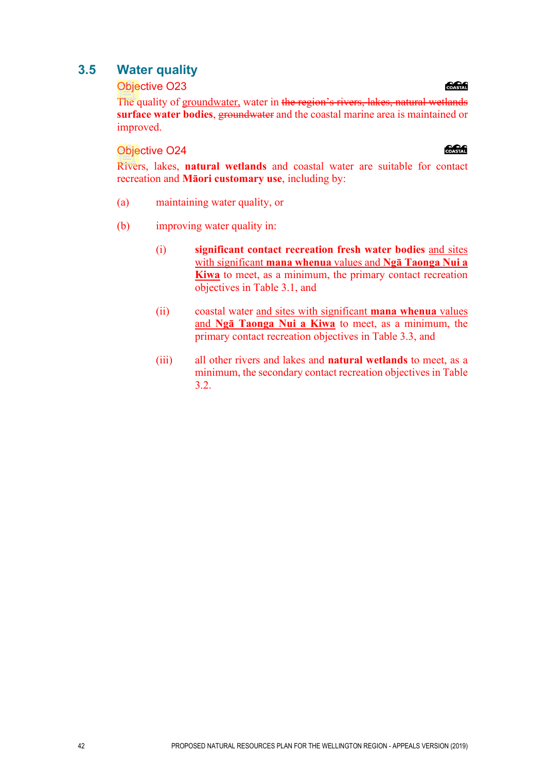## 3.5 Water quality

### Objective O23

The quality of groundwater, water in ~~the region's rivers, lakes, natural wetlands~~ **surface water bodies**, ~~groundwater~~ and the coastal marine area is maintained or improved.

### Objective O24

Rivers, lakes, **natural wetlands** and coastal water are suitable for contact recreation and **Māori customary use**, including by:

(a) maintaining water quality, or

(b) improving water quality in:

(i) **significant contact recreation fresh water bodies** and sites with significant **mana whenua** values and **Ngā Taonga Nui a Kiwa** to meet, as a minimum, the primary contact recreation objectives in Table 3.1, and

(ii) coastal water and sites with significant **mana whenua** values and **Ngā Taonga Nui a Kiwa** to meet, as a minimum, the primary contact recreation objectives in Table 3.3, and

(iii) all other rivers and lakes and **natural wetlands** to meet, as a minimum, the secondary contact recreation objectives in Table 3.2.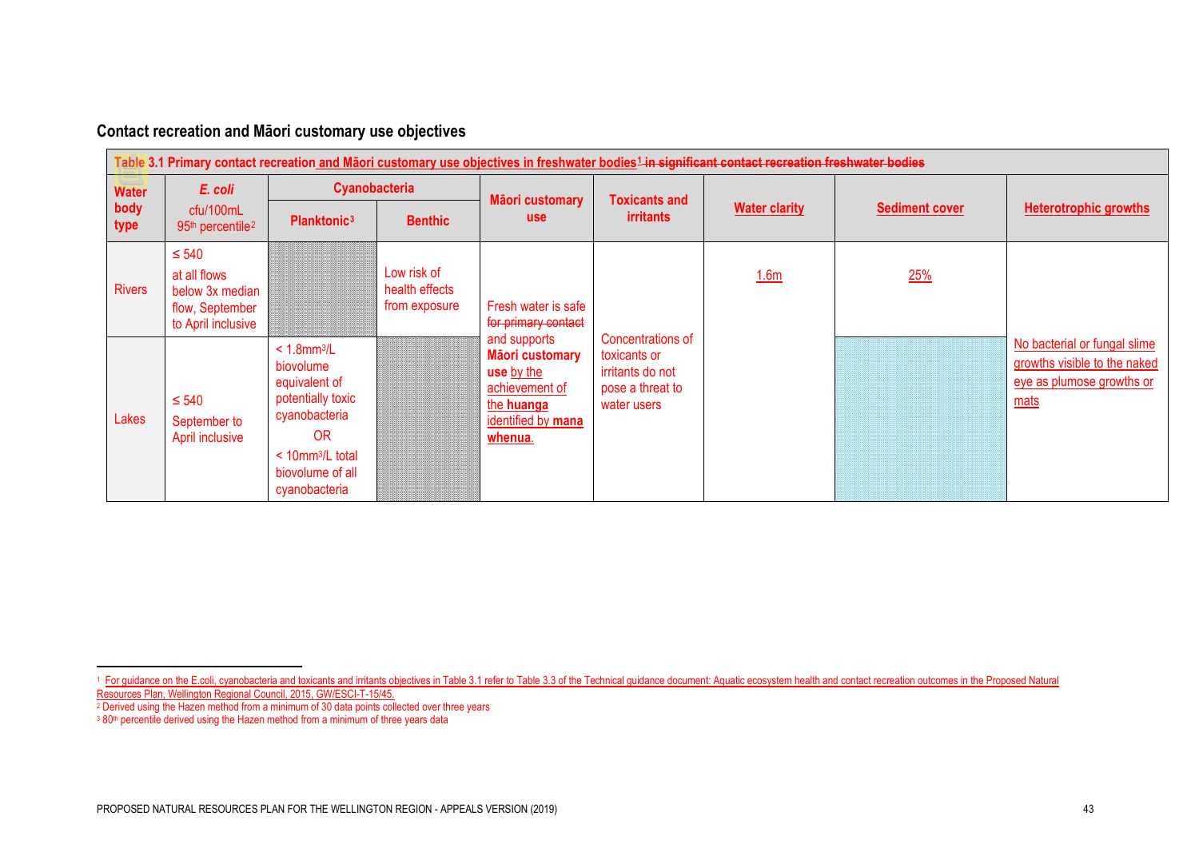## Contact recreation and Māori customary use objectives

| Table 3.1 Primary contact recreation and Māori customary use objectives in freshwater bodies[1] ~~in significant contact recreation freshwater bodies~~ | | | | | | | | |
|---|---|---|---|---|---|---|---|---|
| **Water body type** | ***E. coli*** cfu/100mL 95th percentile[2] | **Cyanobacteria** | | **Māori customary use** | **Toxicants and irritants** | **Water clarity** | **Sediment cover** | **Heterotrophic growths** |
| | | **Planktonic**[3] | **Benthic** | | | | | |
| Rivers | ≤ 540 at all flows below 3x median flow, September to April inclusive | | Low risk of health effects from exposure | Fresh water is safe ~~for primary contact~~ and supports **Māori customary use** by the achievement of the **huanga** identified by **mana whenua**. | Concentrations of toxicants or irritants do not pose a threat to water users | 1.6m | 25% | No bacterial or fungal slime growths visible to the naked eye as plumose growths or mats |
| Lakes | ≤ 540 September to April inclusive | < 1.8mm³/L biovolume equivalent of potentially toxic cyanobacteria OR < 10mm³/L total biovolume of all cyanobacteria | | | | | | |

[1] For guidance on the E.coli, cyanobacteria and toxicants and irritants objectives in Table 3.1 refer to Table 3.3 of the Technical guidance document: Aquatic ecosystem health and contact recreation outcomes in the Proposed Natural Resources Plan, Wellington Regional Council, 2015, GW/ESCI-T-15/45.

[2] Derived using the Hazen method from a minimum of 30 data points collected over three years

[3] 80th percentile derived using the Hazen method from a minimum of three years data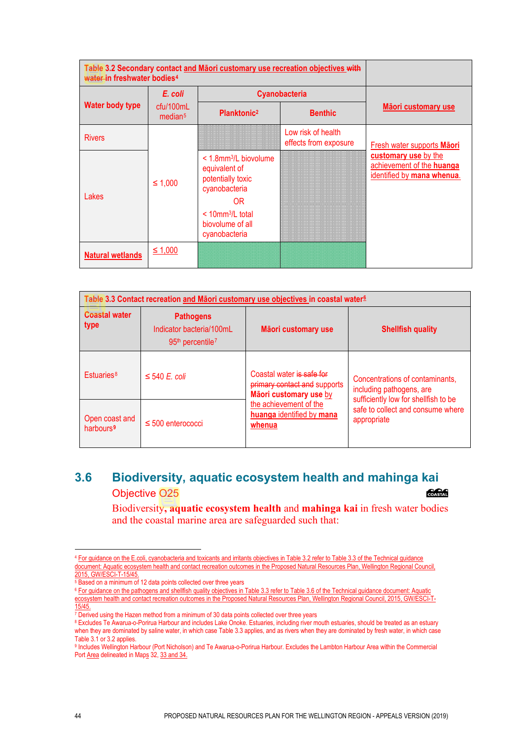| Table 3.2 Secondary contact and Māori customary use recreation objectives ~~with water~~ in freshwater bodies[4] | | | | |
|---|---|---|---|---|
| Water body type | *E. coli* cfu/100mL median[5] | Cyanobacteria | | Māori customary use |
| | | Planktonic[2] | Benthic | |
| Rivers | ≤ 1,000 | | Low risk of health effects from exposure | Fresh water supports Māori customary use by the achievement of the huanga identified by mana whenua. |
| Lakes | ≤ 1,000 | < 1.8mm³/L biovolume equivalent of potentially toxic cyanobacteria OR < 10mm³/L total biovolume of all cyanobacteria | | |
| Natural wetlands | ≤ 1,000 | | | |

| Table 3.3 Contact recreation and Māori customary use objectives in coastal water[6] | | | |
|---|---|---|---|
| Coastal water type | Pathogens Indicator bacteria/100mL 95th percentile[7] | Māori customary use | Shellfish quality |
| Estuaries[8] | ≤ 540 *E. coli* | Coastal water ~~is safe for primary contact and~~ supports Māori customary use by the achievement of the huanga identified by mana whenua | Concentrations of contaminants, including pathogens, are sufficiently low for shellfish to be safe to collect and consume where appropriate |
| Open coast and harbours[9] | ≤ 500 enterococci | | |

## 3.6 Biodiversity, aquatic ecosystem health and mahinga kai

### Objective O25

Biodiversity, **aquatic ecosystem health** and **mahinga kai** in fresh water bodies and the coastal marine area are safeguarded such that:

---

[4] For guidance on the E.coli, cyanobacteria and toxicants and irritants objectives in Table 3.2 refer to Table 3.3 of the Technical guidance document: Aquatic ecosystem health and contact recreation outcomes in the Proposed Natural Resources Plan, Wellington Regional Council, 2015, GW/ESCI-T-15/45.

[5] Based on a minimum of 12 data points collected over three years

[6] For guidance on the pathogens and shellfish quality objectives in Table 3.3 refer to Table 3.6 of the Technical guidance document: Aquatic ecosystem health and contact recreation outcomes in the Proposed Natural Resources Plan, Wellington Regional Council, 2015, GW/ESCI-T-15/45.

[7] Derived using the Hazen method from a minimum of 30 data points collected over three years

[8] Excludes Te Awarua-o-Porirua Harbour and includes Lake Onoke. Estuaries, including river mouth estuaries, should be treated as an estuary when they are dominated by saline water, in which case Table 3.3 applies, and as rivers when they are dominated by fresh water, in which case Table 3.1 or 3.2 applies.

[9] Includes Wellington Harbour (Port Nicholson) and Te Awarua-o-Porirua Harbour. Excludes the Lambton Harbour Area within the Commercial Port Area delineated in Maps 32, 33 and 34.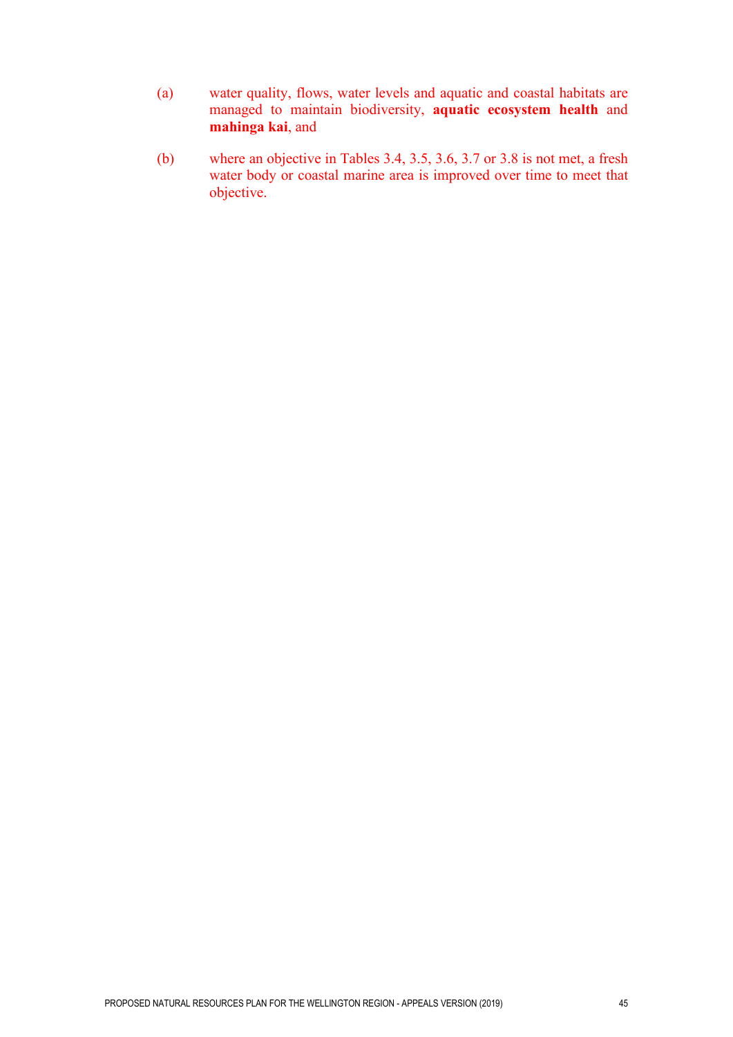(a) water quality, flows, water levels and aquatic and coastal habitats are managed to maintain biodiversity, **aquatic ecosystem health** and **mahinga kai**, and

(b) where an objective in Tables 3.4, 3.5, 3.6, 3.7 or 3.8 is not met, a fresh water body or coastal marine area is improved over time to meet that objective.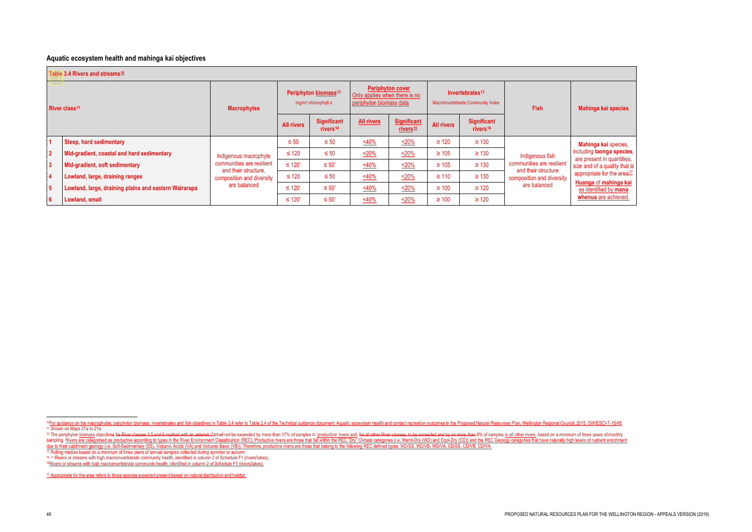## Aquatic ecosystem health and mahinga kai objectives

| Table 3.4 Rivers and streams[10] | | | | | | | | | | |
|---|---|---|---|---|---|---|---|---|---|---|
| River class[11] | | Macrophytes | Periphyton biomass[12] mg/m² chlorophyll a | | Periphyton cover Only applies when there is no periphyton biomass data | | Invertebrates[13] Macroinvertebrate Community Index | | Fish | Mahinga kai species |
| | | | All rivers | Significant rivers[14] | All rivers | Significant rivers[15] | All rivers | Significant rivers[16] | | |
| 1 | Steep, hard sedimentary | Indigenous macrophyte communities are resilient and their structure, composition and diversity are balanced | ≤ 50 | ≤ 50 | <40% | <20% | ≥ 120 | ≥ 130 | Indigenous fish communities are resilient and their structure composition and diversity are balanced | **Mahinga kai** species, including **taonga species**, are present in quantities, size and of a quality that is appropriate for the area[17] **Huanga** of **mahinga kai** as identified by **mana whenua** are achieved. |
| 2 | Mid-gradient, coastal and hard sedimentary | | ≤ 120 | ≤ 50 | <20% | <20% | ≥ 105 | ≥ 130 | | |
| 3 | Mid-gradient, soft sedimentary | | ≤ 120* | ≤ 50* | <40% | <20% | ≥ 105 | ≥ 130 | | |
| 4 | Lowland, large, draining ranges | | ≤ 120 | ≤ 50 | <40% | <20% | ≥ 110 | ≥ 130 | | |
| 5 | Lowland, large, draining plains and eastern Wairarapa | | ≤ 120* | ≤ 50* | <40% | <20% | ≥ 100 | ≥ 120 | | |
| 6 | Lowland, small | | ≤ 120* | ≤ 50* | <40% | <20% | ≥ 100 | ≥ 120 | | |

[10] For guidance on the macrophytes, periphyton biomass, invertebrates and fish objectives in Table 3.4 refer to Table 2.4 of the Technical guidance document: Aquatic ecosystem health and contact recreation outcomes in the Proposed Natural Resources Plan, Wellington Regional Council, 2015, GW/ESCI-T-15/45.

[11] Shown on Maps 21a to 21e.

[12] The periphyton biomass objectives ~~for River classes 3,5 and 6 marked with an asterisk (*)~~shall not be exceeded by more than 17% of samples in 'productive' rivers and; ~~for all other River classes, to be exceeded and by no more than~~ 8% of samples in all other rivers, based on a minimum of three years of monthly sampling. Rivers are categorised as productive according to types in the River Environment Classification (REC). Productive rivers are those that fall within the REC "Dry" Climate categories (i.e. Warm-Dry (WD) and Cool-Dry (CD)) and the REC Geology categories that have naturally high levels of nutrient enrichment due to their catchment geology (i.e. Soft-Sedimentary (SS), Volcanic Acidic (VA) and Volcanic Basic (VB)). Therefore, productive rivers are those that belong to the following REC defined types: WD/SS, WD/VB, WD/VA, CD/SS, CD/VB, CD/VA.

[13] Rolling median based on a minimum of three years of annual samples collected during summer or autumn.

[14] Rivers or streams with high macroinvertebrate community health, identified in column 2 of Schedule F1 (rivers/lakes).

[15] Rivers or streams with high macroinvertebrate community health, identified in column 2 of Schedule F1 (rivers/lakes).

[17] Appropriate for the area refers to those species expected present based on natural distribution and habitat.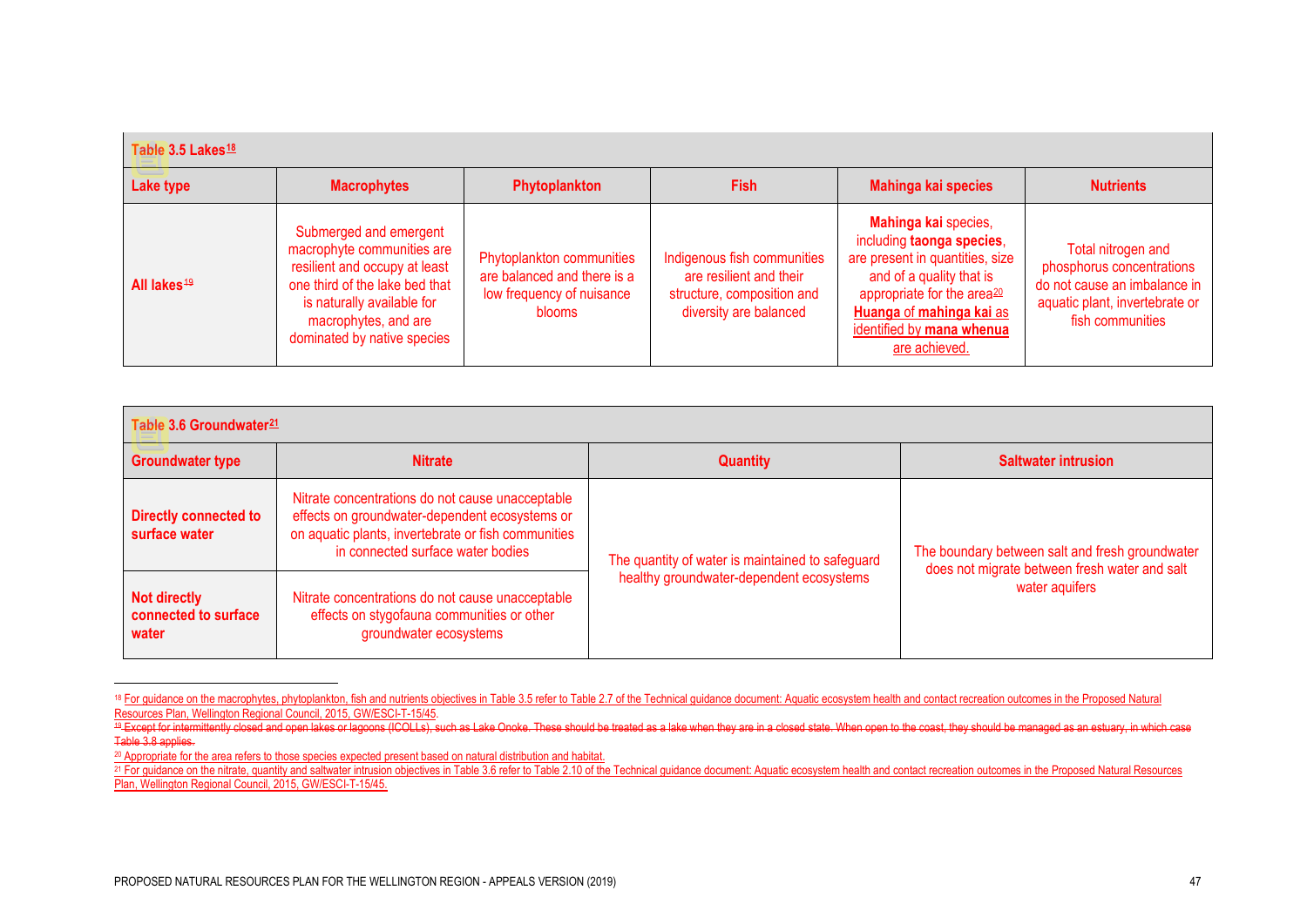| Table 3.5 Lakes[18] | | | | | |
|---|---|---|---|---|---|
| **Lake type** | **Macrophytes** | **Phytoplankton** | **Fish** | **Mahinga kai species** | **Nutrients** |
| **All lakes[19]** | Submerged and emergent macrophyte communities are resilient and occupy at least one third of the lake bed that is naturally available for macrophytes, and are dominated by native species | Phytoplankton communities are balanced and there is a low frequency of nuisance blooms | Indigenous fish communities are resilient and their structure, composition and diversity are balanced | **Mahinga kai** species, including **taonga species**, are present in quantities, size and of a quality that is appropriate for the area[20] **Huanga** of **mahinga kai** as identified by **mana whenua** are achieved. | Total nitrogen and phosphorus concentrations do not cause an imbalance in aquatic plant, invertebrate or fish communities |

| Table 3.6 Groundwater[21] | | | |
|---|---|---|---|
| **Groundwater type** | **Nitrate** | **Quantity** | **Saltwater intrusion** |
| **Directly connected to surface water** | Nitrate concentrations do not cause unacceptable effects on groundwater-dependent ecosystems or on aquatic plants, invertebrate or fish communities in connected surface water bodies | The quantity of water is maintained to safeguard healthy groundwater-dependent ecosystems | The boundary between salt and fresh groundwater does not migrate between fresh water and salt water aquifers |
| **Not directly connected to surface water** | Nitrate concentrations do not cause unacceptable effects on stygofauna communities or other groundwater ecosystems | | |

---

[18] For guidance on the macrophytes, phytoplankton, fish and nutrients objectives in Table 3.5 refer to Table 2.7 of the Technical guidance document: Aquatic ecosystem health and contact recreation outcomes in the Proposed Natural Resources Plan, Wellington Regional Council, 2015, GW/ESCI-T-15/45.

[19] ~~Except for intermittently closed and open lakes or lagoons (ICOLLs), such as Lake Onoke. These should be treated as a lake when they are in a closed state. When open to the coast, they should be managed as an estuary, in which case Table 3.8 applies.~~

[20] Appropriate for the area refers to those species expected present based on natural distribution and habitat.

[21] For guidance on the nitrate, quantity and saltwater intrusion objectives in Table 3.6 refer to Table 2.10 of the Technical guidance document: Aquatic ecosystem health and contact recreation outcomes in the Proposed Natural Resources Plan, Wellington Regional Council, 2015, GW/ESCI-T-15/45.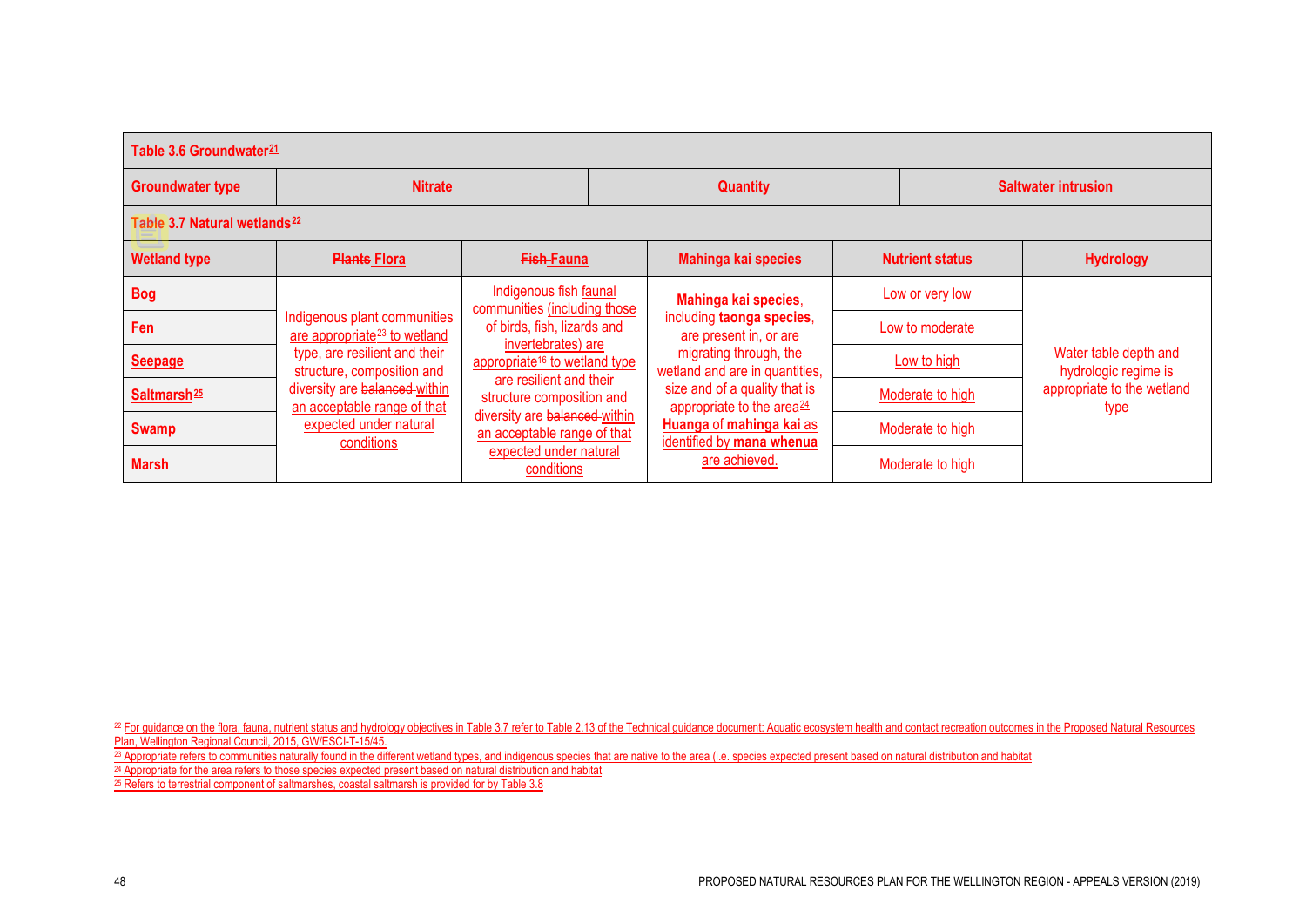| Table 3.6 Groundwater[21] | | | |
|---|---|---|---|
| **Groundwater type** | **Nitrate** | **Quantity** | **Saltwater intrusion** |

| Table 3.7 Natural wetlands[22] | | | | | |
|---|---|---|---|---|---|
| **Wetland type** | **~~Plants~~ Flora** | **~~Fish~~ Fauna** | **Mahinga kai species** | **Nutrient status** | **Hydrology** |
| **Bog** | Indigenous plant communities are appropriate[23] to wetland type, are resilient and their structure, composition and diversity are ~~balanced~~ within an acceptable range of that expected under natural conditions | Indigenous ~~fish~~ faunal communities (including those of birds, fish, lizards and invertebrates) are appropriate[16] to wetland type are resilient and their structure composition and diversity are ~~balanced~~ within an acceptable range of that expected under natural conditions | **Mahinga kai species**, including **taonga species**, are present in, or are migrating through, the wetland and are in quantities, size and of a quality that is appropriate to the area[24]. **Huanga** of **mahinga kai** as identified by **mana whenua** are achieved. | Low or very low | Water table depth and hydrologic regime is appropriate to the wetland type |
| **Fen** | | | | Low to moderate | |
| **Seepage** | | | | Low to high | |
| **Saltmarsh**[25] | | | | Moderate to high | |
| **Swamp** | | | | Moderate to high | |
| **Marsh** | | | | Moderate to high | |

[22] For guidance on the flora, fauna, nutrient status and hydrology objectives in Table 3.7 refer to Table 2.13 of the Technical guidance document: Aquatic ecosystem health and contact recreation outcomes in the Proposed Natural Resources Plan, Wellington Regional Council, 2015, GW/ESCI-T-15/45.

[23] Appropriate refers to communities naturally found in the different wetland types, and indigenous species that are native to the area (i.e. species expected present based on natural distribution and habitat

[24] Appropriate for the area refers to those species expected present based on natural distribution and habitat

[25] Refers to terrestrial component of saltmarshes, coastal saltmarsh is provided for by Table 3.8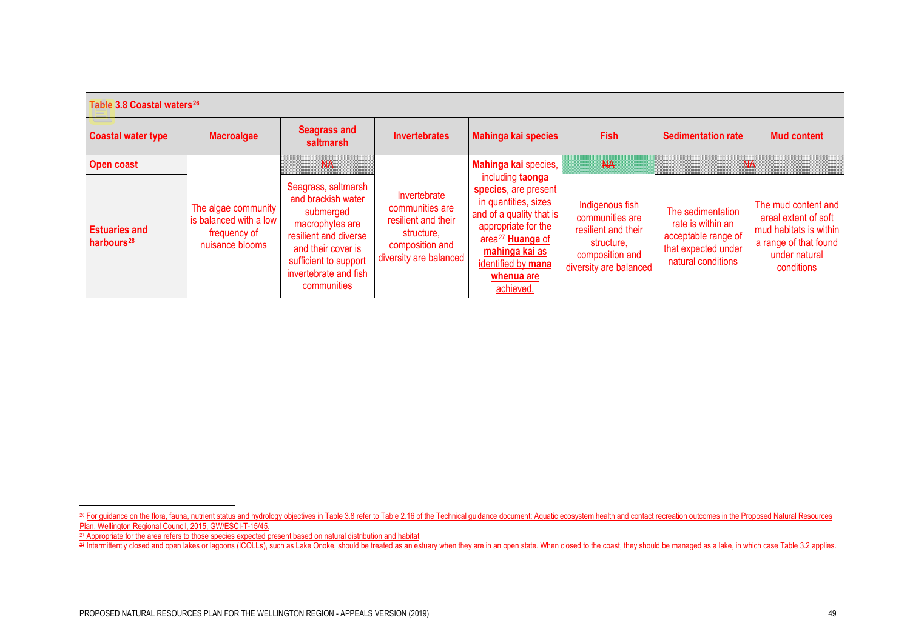**Table 3.8 Coastal waters**[26]

| Coastal water type | Macroalgae | Seagrass and saltmarsh | Invertebrates | Mahinga kai species | Fish | Sedimentation rate | Mud content |
|---|---|---|---|---|---|---|---|
| **Open coast** | The algae community is balanced with a low frequency of nuisance blooms | NA | Invertebrate communities are resilient and their structure, composition and diversity are balanced | **Mahinga kai** species, including **taonga species**, are present in quantities, sizes and of a quality that is appropriate for the area[27] **Huanga** of **mahinga kai** as identified by **mana whenua** are achieved. | NA | NA | |
| **Estuaries and harbours**[28] | | Seagrass, saltmarsh and brackish water submerged macrophytes are resilient and diverse and their cover is sufficient to support invertebrate and fish communities | | | Indigenous fish communities are resilient and their structure, composition and diversity are balanced | The sedimentation rate is within an acceptable range of that expected under natural conditions | The mud content and areal extent of soft mud habitats is within a range of that found under natural conditions |

[26] For guidance on the flora, fauna, nutrient status and hydrology objectives in Table 3.8 refer to Table 2.16 of the Technical guidance document: Aquatic ecosystem health and contact recreation outcomes in the Proposed Natural Resources Plan, Wellington Regional Council, 2015, GW/ESCI-T-15/45.

[27] Appropriate for the area refers to those species expected present based on natural distribution and habitat

[28] Intermittently closed and open lakes or lagoons (ICOLLs), such as Lake Onoke, should be treated as an estuary when they are in an open state. When closed to the coast, they should be managed as a lake, in which case Table 3.2 applies.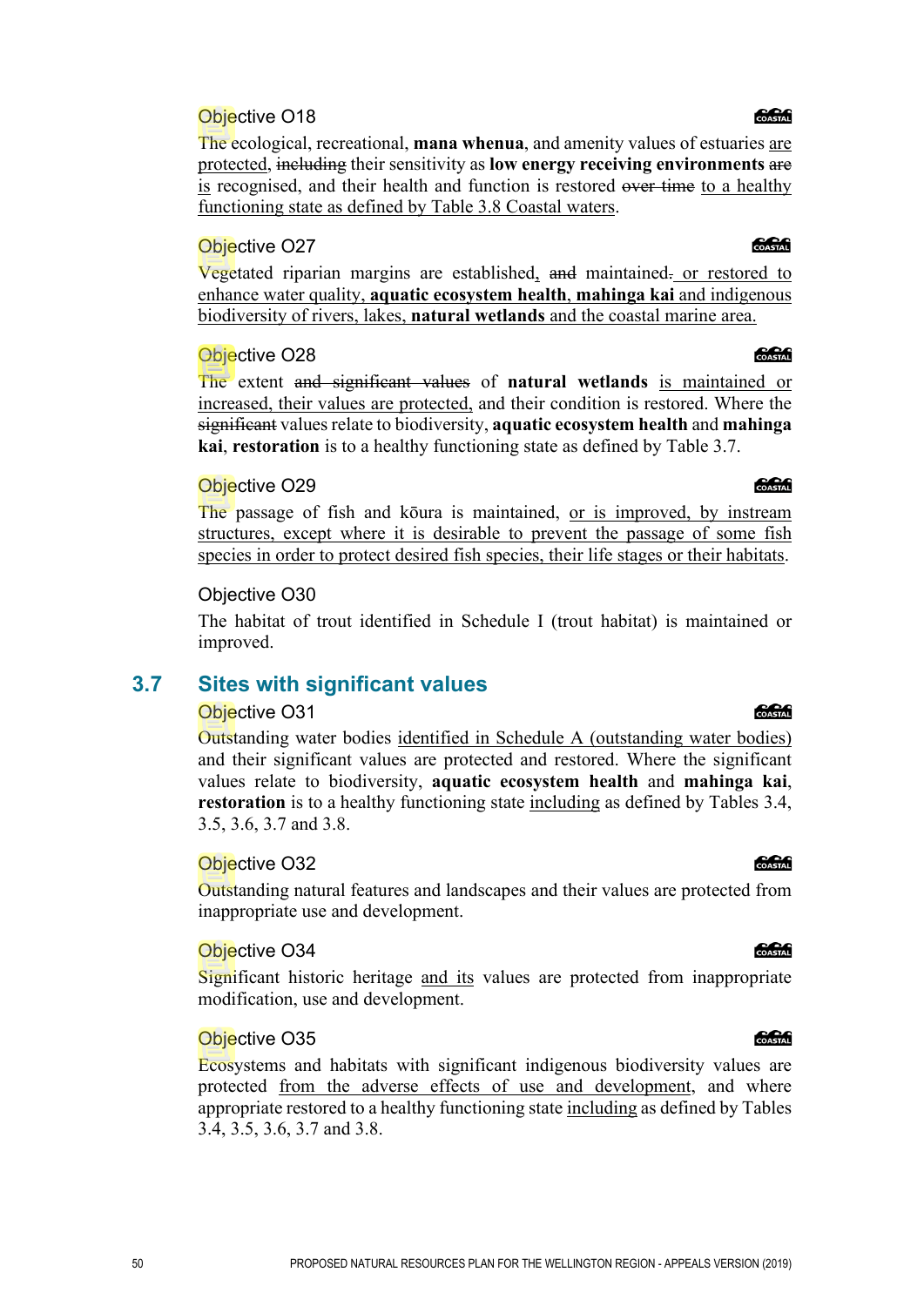### Objective O18

The ecological, recreational, **mana whenua**, and amenity values of estuaries <u>are protected</u>, ~~including~~ their sensitivity as **low energy receiving environments** ~~are~~ <u>is</u> recognised, and their health and function is restored ~~over time~~ <u>to a healthy functioning state as defined by Table 3.8 Coastal waters</u>.

### Objective O27

Vegetated riparian margins are established<u>,</u> ~~and~~ maintained~~.~~ <u>or restored to enhance water quality, **aquatic ecosystem health**, **mahinga kai** and indigenous biodiversity of rivers, lakes, **natural wetlands** and the coastal marine area.</u>

### Objective O28

The extent ~~and significant values~~ of **natural wetlands** <u>is maintained or increased, their values are protected,</u> and their condition is restored. Where the ~~significant~~ values relate to biodiversity, **aquatic ecosystem health** and **mahinga kai**, **restoration** is to a healthy functioning state as defined by Table 3.7.

### Objective O29

The passage of fish and kōura is maintained, <u>or is improved, by instream structures, except where it is desirable to prevent the passage of some fish species in order to protect desired fish species, their life stages or their habitats</u>.

### Objective O30

The habitat of trout identified in Schedule I (trout habitat) is maintained or improved.

## 3.7 Sites with significant values

### Objective O31

Outstanding water bodies <u>identified in Schedule A (outstanding water bodies)</u> and their significant values are protected and restored. Where the significant values relate to biodiversity, **aquatic ecosystem health** and **mahinga kai**, **restoration** is to a healthy functioning state <u>including</u> as defined by Tables 3.4, 3.5, 3.6, 3.7 and 3.8.

### Objective O32

Outstanding natural features and landscapes and their values are protected from inappropriate use and development.

### Objective O34

Significant historic heritage <u>and its</u> values are protected from inappropriate modification, use and development.

### Objective O35

Ecosystems and habitats with significant indigenous biodiversity values are protected <u>from the adverse effects of use and development</u>, and where appropriate restored to a healthy functioning state <u>including</u> as defined by Tables 3.4, 3.5, 3.6, 3.7 and 3.8.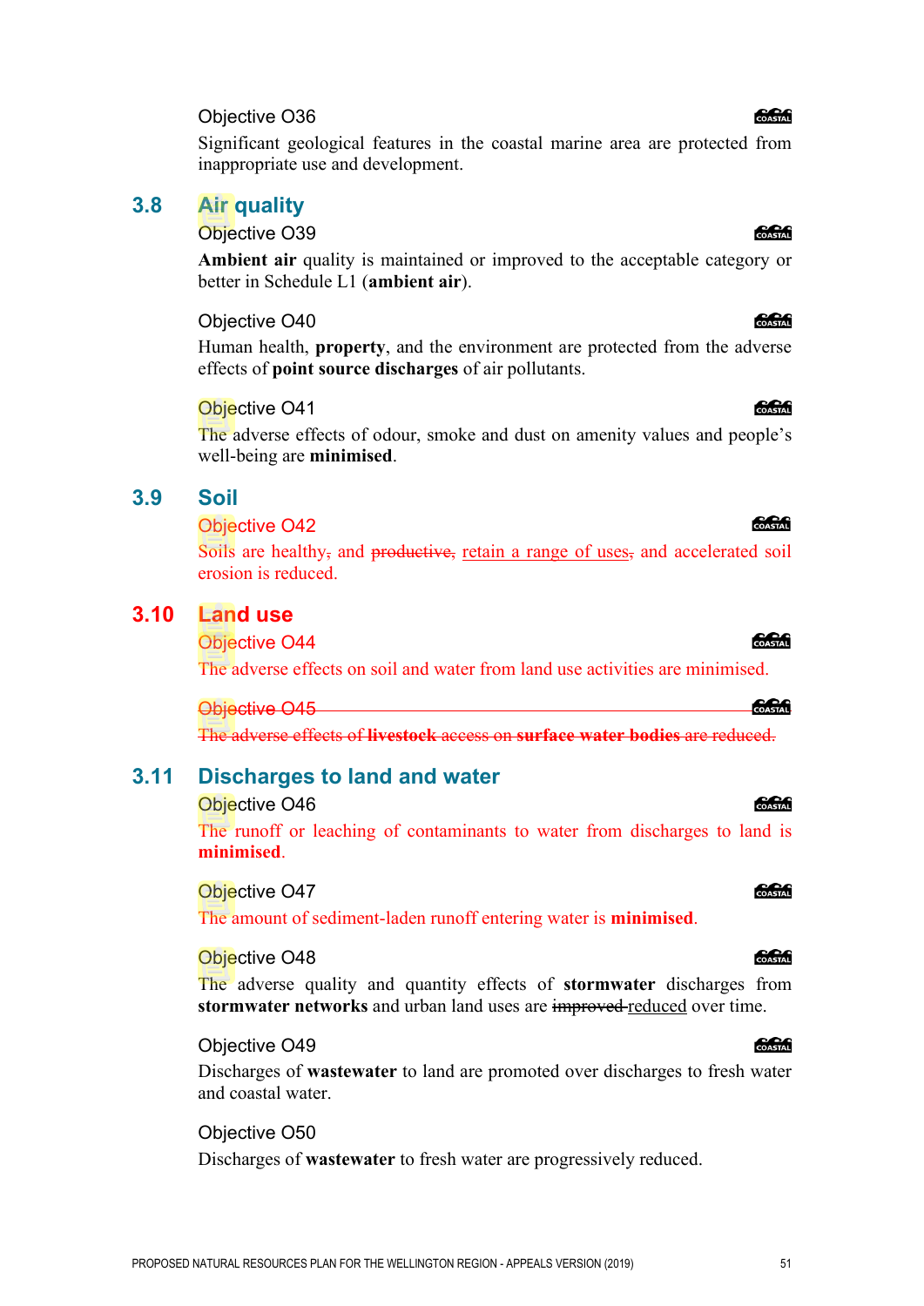Objective O36

Significant geological features in the coastal marine area are protected from inappropriate use and development.

## 3.8 Air quality

Objective O39

**Ambient air** quality is maintained or improved to the acceptable category or better in Schedule L1 (**ambient air**).

Objective O40

Human health, **property**, and the environment are protected from the adverse effects of **point source discharges** of air pollutants.

Objective O41

The adverse effects of odour, smoke and dust on amenity values and people's well-being are **minimised**.

## 3.9 Soil

Objective O42

Soils are healthy~~,~~ and ~~productive,~~ retain a range of uses~~,~~ and accelerated soil erosion is reduced.

## 3.10 Land use

Objective O44

The adverse effects on soil and water from land use activities are minimised.

~~Objective O45~~

~~The adverse effects of **livestock** access on **surface water bodies** are reduced.~~

## 3.11 Discharges to land and water

Objective O46

The runoff or leaching of contaminants to water from discharges to land is **minimised**.

Objective O47

The amount of sediment-laden runoff entering water is **minimised**.

Objective O48

The adverse quality and quantity effects of **stormwater** discharges from **stormwater networks** and urban land uses are ~~improved~~ reduced over time.

Objective O49

Discharges of **wastewater** to land are promoted over discharges to fresh water and coastal water.

Objective O50

Discharges of **wastewater** to fresh water are progressively reduced.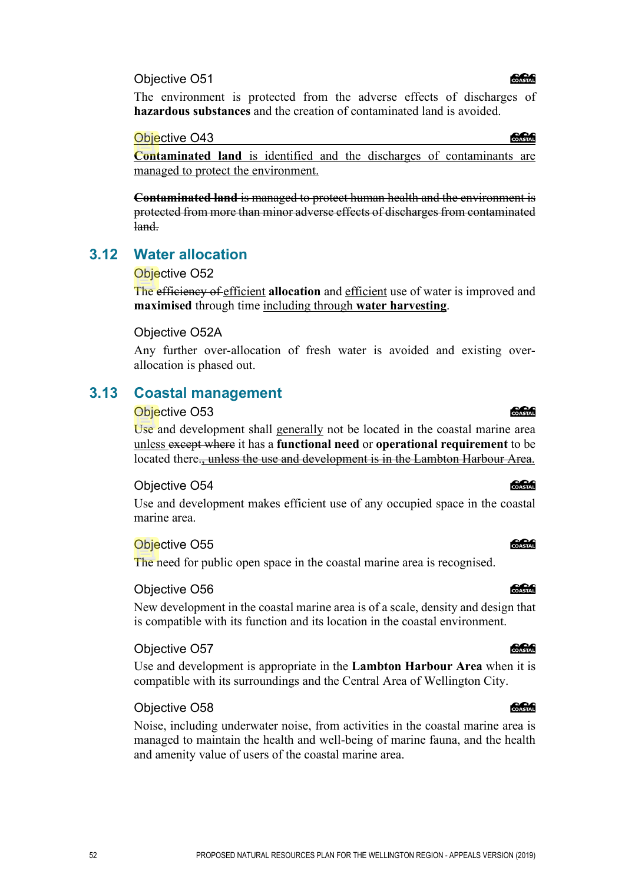#### Objective O51

The environment is protected from the adverse effects of discharges of **hazardous substances** and the creation of contaminated land is avoided.

#### Objective O43

<u>**Contaminated land** is identified and the discharges of contaminants are managed to protect the environment.</u>

~~**Contaminated land** is managed to protect human health and the environment is protected from more than minor adverse effects of discharges from contaminated land.~~

## 3.12 Water allocation

#### Objective O52

The ~~efficiency of~~ <u>efficient</u> **allocation** and <u>efficient</u> use of water is improved and **maximised** through time <u>including through</u> **<u>water harvesting</u>**.

#### Objective O52A

Any further over-allocation of fresh water is avoided and existing over-allocation is phased out.

## 3.13 Coastal management

#### Objective O53

Use and development shall <u>generally</u> not be located in the coastal marine area <u>unless</u> ~~except where~~ it has a **functional need** or **operational requirement** to be located there~~., unless the use and development is in the Lambton Harbour Area.~~

#### Objective O54

Use and development makes efficient use of any occupied space in the coastal marine area.

#### Objective O55

The need for public open space in the coastal marine area is recognised.

#### Objective O56

New development in the coastal marine area is of a scale, density and design that is compatible with its function and its location in the coastal environment.

#### Objective O57

Use and development is appropriate in the **Lambton Harbour Area** when it is compatible with its surroundings and the Central Area of Wellington City.

#### Objective O58

Noise, including underwater noise, from activities in the coastal marine area is managed to maintain the health and well-being of marine fauna, and the health and amenity value of users of the coastal marine area.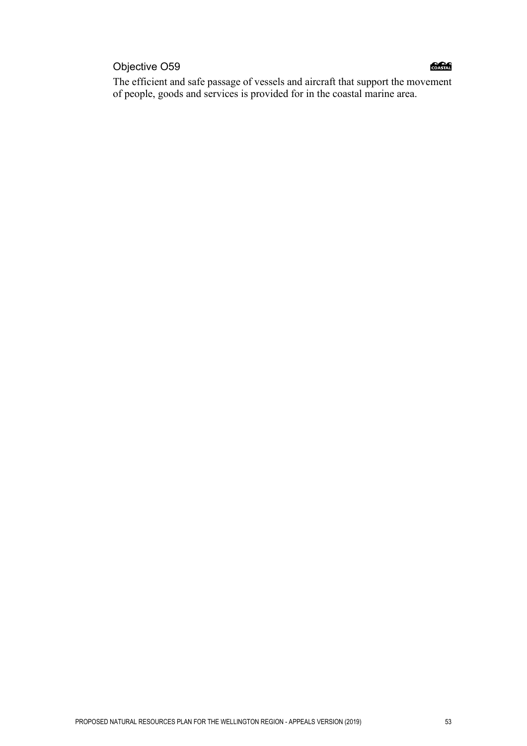### Objective O59

The efficient and safe passage of vessels and aircraft that support the movement of people, goods and services is provided for in the coastal marine area.